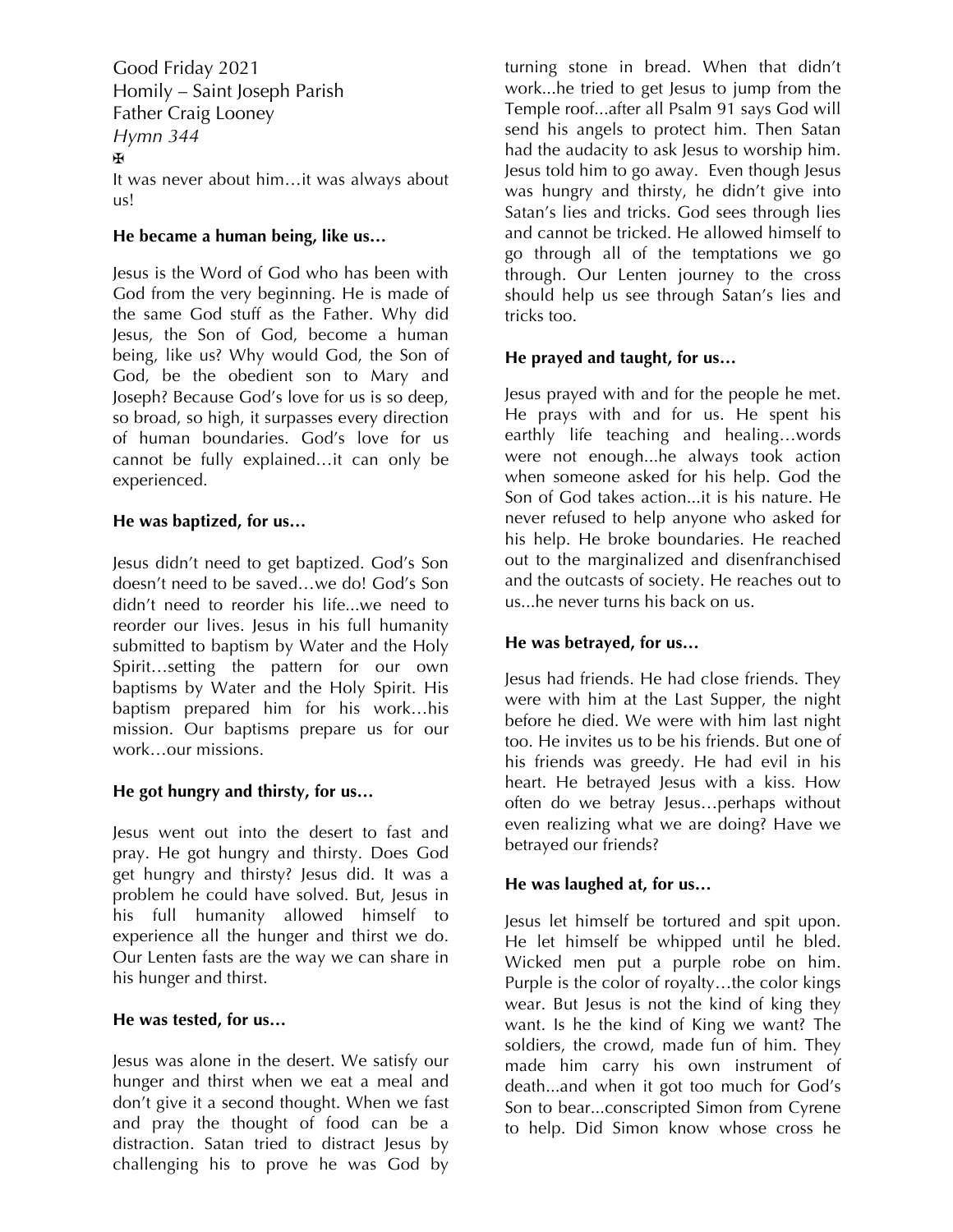Good Friday 2021
Homily – Saint Joseph Parish
Father Craig Looney
*Hymn 344*
✠
It was never about him…it was always about us!

**He became a human being, like us…**

Jesus is the Word of God who has been with God from the very beginning. He is made of the same God stuff as the Father. Why did Jesus, the Son of God, become a human being, like us? Why would God, the Son of God, be the obedient son to Mary and Joseph? Because God's love for us is so deep, so broad, so high, it surpasses every direction of human boundaries. God's love for us cannot be fully explained…it can only be experienced.

**He was baptized, for us…**

Jesus didn't need to get baptized. God's Son doesn't need to be saved…we do! God's Son didn't need to reorder his life...we need to reorder our lives. Jesus in his full humanity submitted to baptism by Water and the Holy Spirit…setting the pattern for our own baptisms by Water and the Holy Spirit. His baptism prepared him for his work…his mission. Our baptisms prepare us for our work…our missions.

**He got hungry and thirsty, for us…**

Jesus went out into the desert to fast and pray. He got hungry and thirsty. Does God get hungry and thirsty? Jesus did. It was a problem he could have solved. But, Jesus in his full humanity allowed himself to experience all the hunger and thirst we do. Our Lenten fasts are the way we can share in his hunger and thirst.

**He was tested, for us…**

Jesus was alone in the desert. We satisfy our hunger and thirst when we eat a meal and don't give it a second thought. When we fast and pray the thought of food can be a distraction. Satan tried to distract Jesus by challenging his to prove he was God by turning stone in bread. When that didn't work...he tried to get Jesus to jump from the Temple roof...after all Psalm 91 says God will send his angels to protect him. Then Satan had the audacity to ask Jesus to worship him. Jesus told him to go away. Even though Jesus was hungry and thirsty, he didn't give into Satan's lies and tricks. God sees through lies and cannot be tricked. He allowed himself to go through all of the temptations we go through. Our Lenten journey to the cross should help us see through Satan's lies and tricks too.

**He prayed and taught, for us…**

Jesus prayed with and for the people he met. He prays with and for us. He spent his earthly life teaching and healing…words were not enough...he always took action when someone asked for his help. God the Son of God takes action...it is his nature. He never refused to help anyone who asked for his help. He broke boundaries. He reached out to the marginalized and disenfranchised and the outcasts of society. He reaches out to us...he never turns his back on us.

**He was betrayed, for us…**

Jesus had friends. He had close friends. They were with him at the Last Supper, the night before he died. We were with him last night too. He invites us to be his friends. But one of his friends was greedy. He had evil in his heart. He betrayed Jesus with a kiss. How often do we betray Jesus…perhaps without even realizing what we are doing? Have we betrayed our friends?

**He was laughed at, for us…**

Jesus let himself be tortured and spit upon. He let himself be whipped until he bled. Wicked men put a purple robe on him. Purple is the color of royalty…the color kings wear. But Jesus is not the kind of king they want. Is he the kind of King we want? The soldiers, the crowd, made fun of him. They made him carry his own instrument of death...and when it got too much for God's Son to bear...conscripted Simon from Cyrene to help. Did Simon know whose cross he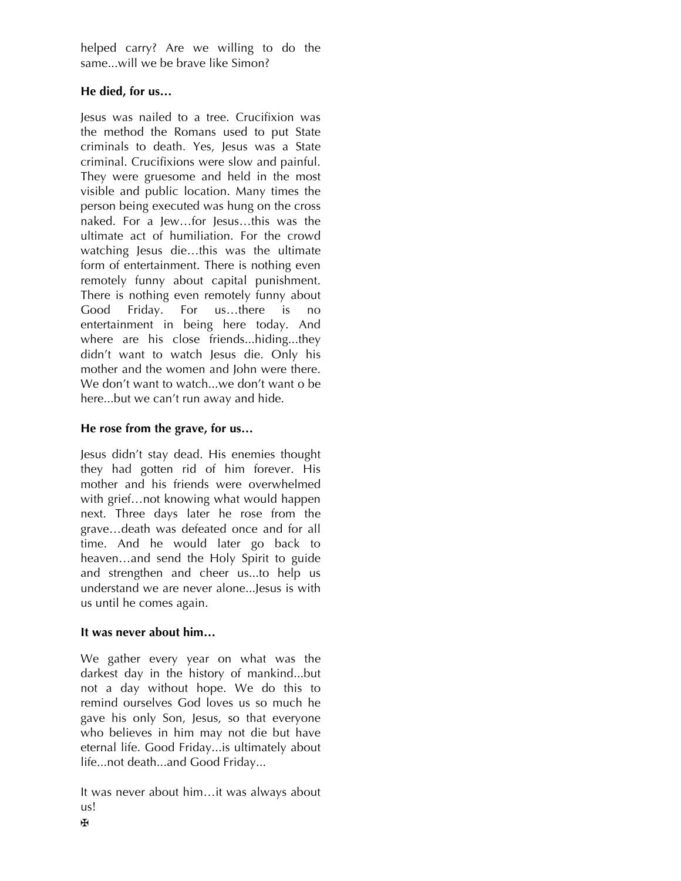helped carry? Are we willing to do the same...will we be brave like Simon?

**He died, for us…**

Jesus was nailed to a tree. Crucifixion was the method the Romans used to put State criminals to death. Yes, Jesus was a State criminal. Crucifixions were slow and painful. They were gruesome and held in the most visible and public location. Many times the person being executed was hung on the cross naked. For a Jew…for Jesus…this was the ultimate act of humiliation. For the crowd watching Jesus die…this was the ultimate form of entertainment. There is nothing even remotely funny about capital punishment. There is nothing even remotely funny about Good Friday. For us…there is no entertainment in being here today. And where are his close friends...hiding...they didn't want to watch Jesus die. Only his mother and the women and John were there. We don't want to watch...we don't want o be here...but we can't run away and hide.

**He rose from the grave, for us…**

Jesus didn't stay dead. His enemies thought they had gotten rid of him forever. His mother and his friends were overwhelmed with grief…not knowing what would happen next. Three days later he rose from the grave…death was defeated once and for all time. And he would later go back to heaven…and send the Holy Spirit to guide and strengthen and cheer us...to help us understand we are never alone...Jesus is with us until he comes again.

**It was never about him…**

We gather every year on what was the darkest day in the history of mankind...but not a day without hope. We do this to remind ourselves God loves us so much he gave his only Son, Jesus, so that everyone who believes in him may not die but have eternal life. Good Friday...is ultimately about life...not death...and Good Friday...

It was never about him…it was always about us!

✠